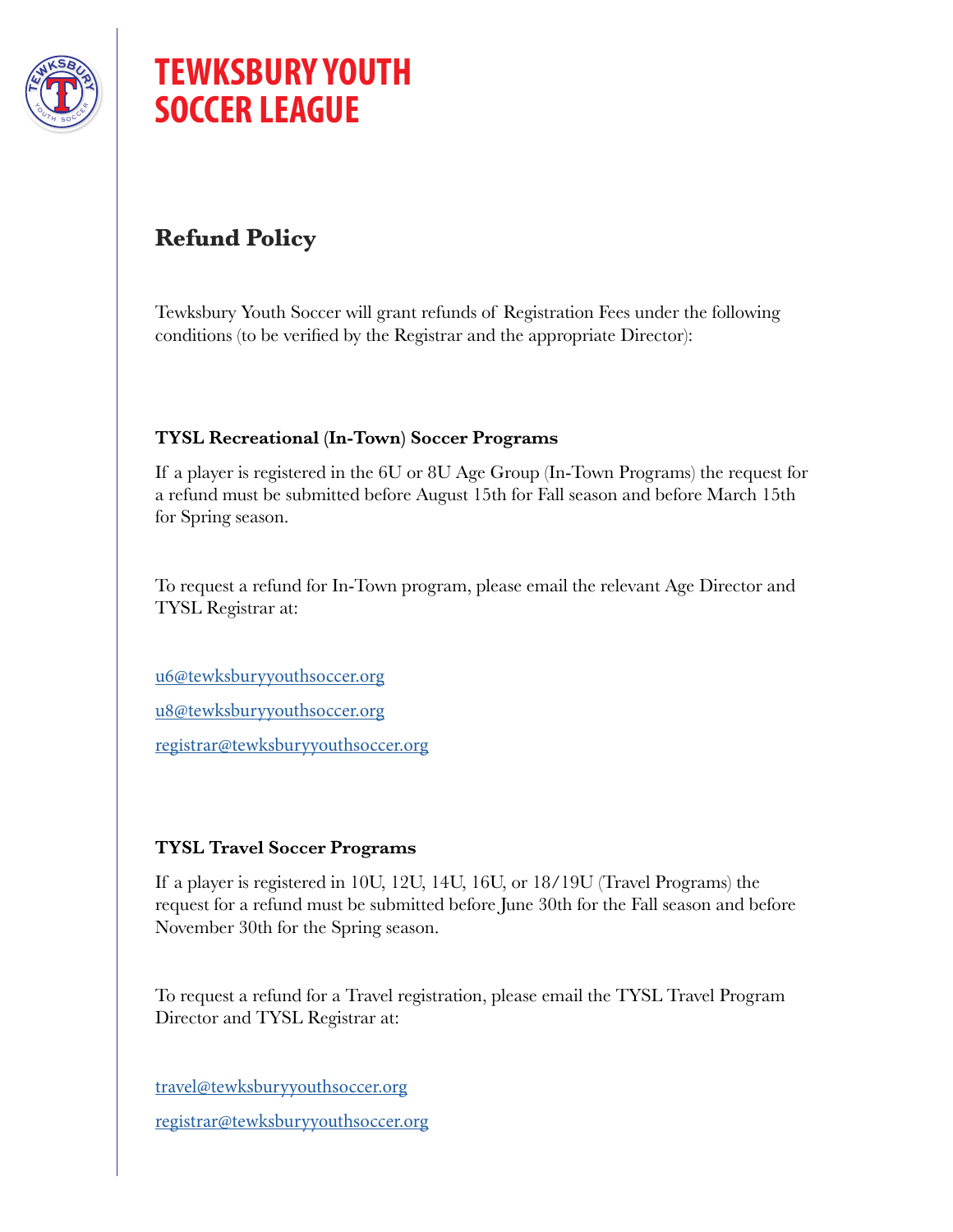# TEWKSBURY YOUTH SOCCER LEAGUE

## Refund Policy

Tewksbury Youth Soccer will grant refunds of Registration Fees under the following conditions (to be verified by the Registrar and the appropriate Director):

### TYSL Recreational (In-Town) Soccer Programs

If a player is registered in the 6U or 8U Age Group (In-Town Programs) the request for a refund must be submitted before August 15th for Fall season and before March 15th for Spring season.

To request a refund for In-Town program, please email the relevant Age Director and TYSL Registrar at:

u6@tewksburyyouthsoccer.org

u8@tewksburyyouthsoccer.org

registrar@tewksburyyouthsoccer.org

### TYSL Travel Soccer Programs

If a player is registered in 10U, 12U, 14U, 16U, or 18/19U (Travel Programs) the request for a refund must be submitted before June 30th for the Fall season and before November 30th for the Spring season.

To request a refund for a Travel registration, please email the TYSL Travel Program Director and TYSL Registrar at:

travel@tewksburyyouthsoccer.org

registrar@tewksburyyouthsoccer.org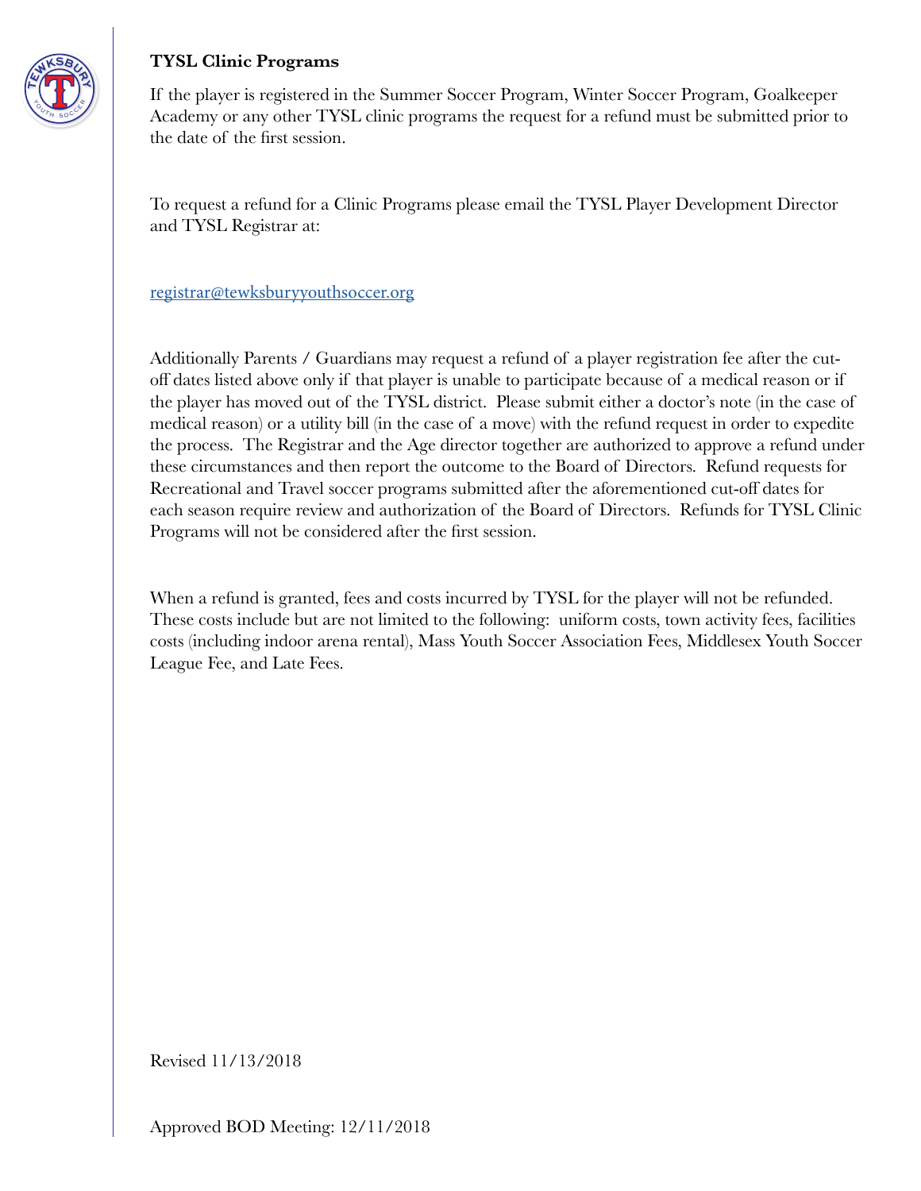**TYSL Clinic Programs**

If the player is registered in the Summer Soccer Program, Winter Soccer Program, Goalkeeper Academy or any other TYSL clinic programs the request for a refund must be submitted prior to the date of the first session.

To request a refund for a Clinic Programs please email the TYSL Player Development Director and TYSL Registrar at:

registrar@tewksburyyouthsoccer.org

Additionally Parents / Guardians may request a refund of a player registration fee after the cut-off dates listed above only if that player is unable to participate because of a medical reason or if the player has moved out of the TYSL district. Please submit either a doctor's note (in the case of medical reason) or a utility bill (in the case of a move) with the refund request in order to expedite the process. The Registrar and the Age director together are authorized to approve a refund under these circumstances and then report the outcome to the Board of Directors. Refund requests for Recreational and Travel soccer programs submitted after the aforementioned cut-off dates for each season require review and authorization of the Board of Directors. Refunds for TYSL Clinic Programs will not be considered after the first session.

When a refund is granted, fees and costs incurred by TYSL for the player will not be refunded. These costs include but are not limited to the following: uniform costs, town activity fees, facilities costs (including indoor arena rental), Mass Youth Soccer Association Fees, Middlesex Youth Soccer League Fee, and Late Fees.

Revised 11/13/2018

Approved BOD Meeting: 12/11/2018